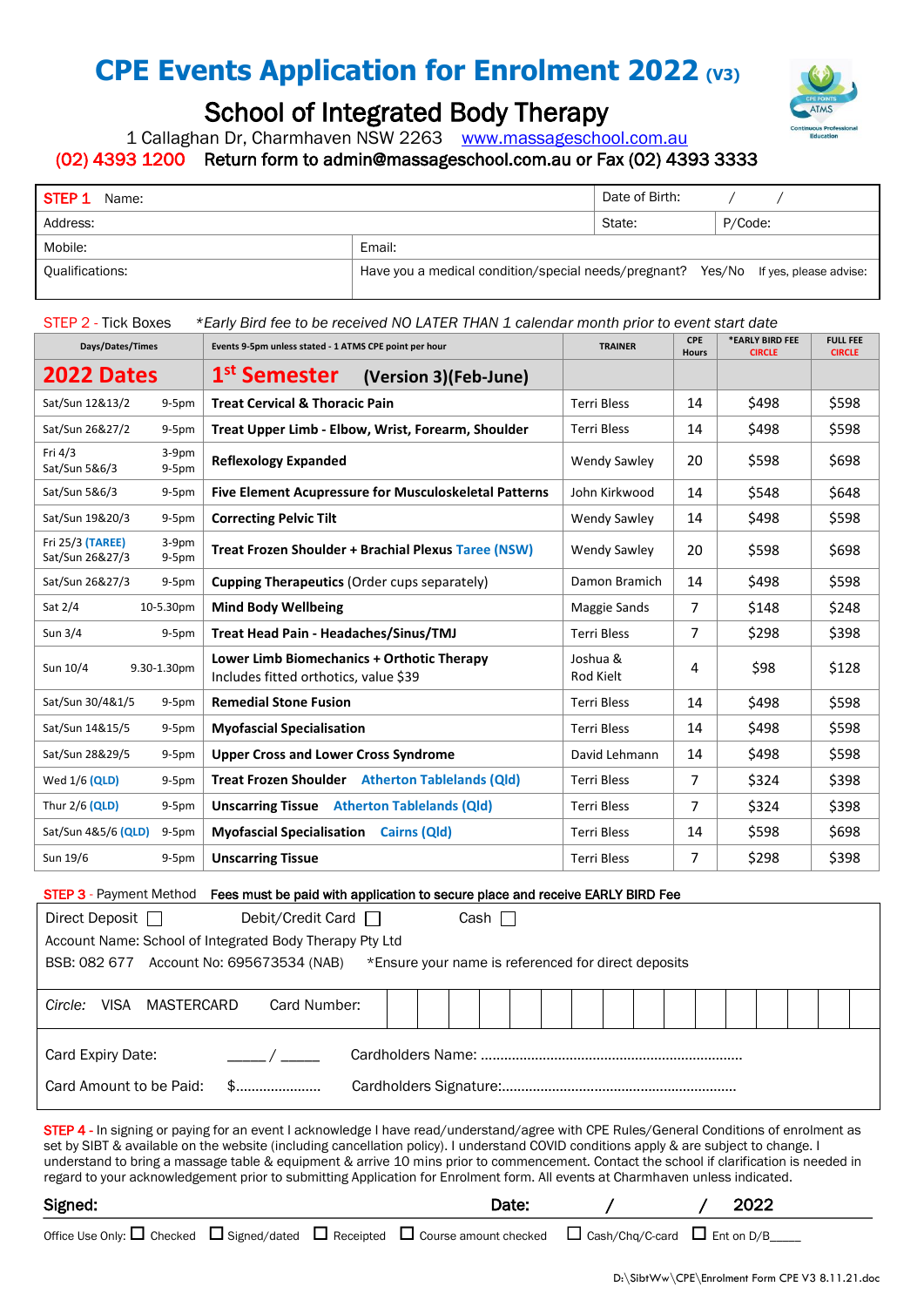# CPE Events Application for Enrolment 2022 (V3)

## School of Integrated Body Therapy

1 Callaghan Dr, Charmhaven NSW 2263 www.massageschool.com.au

(02) 4393 1200 Return form to admin@massageschool.com.au or Fax (02) 4393 3333

| STEP 1 Name: | | Date of Birth: / / | |
|---|---|---|---|
| Address: | | State: | P/Code: |
| Mobile: | Email: | | |
| Qualifications: | Have you a medical condition/special needs/pregnant? Yes/No If yes, please advise: | | |

STEP 2 - Tick Boxes *Early Bird fee to be received NO LATER THAN 1 calendar month prior to event start date

| Days/Dates/Times | Events 9-5pm unless stated - 1 ATMS CPE point per hour | TRAINER | CPE Hours | *EARLY BIRD FEE CIRCLE | FULL FEE CIRCLE |
|---|---|---|---|---|---|
| **2022 Dates** | **1st Semester (Version 3)(Feb-June)** | | | | |
| Sat/Sun 12&13/2 9-5pm | **Treat Cervical & Thoracic Pain** | Terri Bless | 14 | $498 | $598 |
| Sat/Sun 26&27/2 9-5pm | **Treat Upper Limb - Elbow, Wrist, Forearm, Shoulder** | Terri Bless | 14 | $498 | $598 |
| Fri 4/3 3-9pm<br>Sat/Sun 5&6/3 9-5pm | **Reflexology Expanded** | Wendy Sawley | 20 | $598 | $698 |
| Sat/Sun 5&6/3 9-5pm | **Five Element Acupressure for Musculoskeletal Patterns** | John Kirkwood | 14 | $548 | $648 |
| Sat/Sun 19&20/3 9-5pm | **Correcting Pelvic Tilt** | Wendy Sawley | 14 | $498 | $598 |
| Fri 25/3 (TAREE) 3-9pm<br>Sat/Sun 26&27/3 9-5pm | **Treat Frozen Shoulder + Brachial Plexus Taree (NSW)** | Wendy Sawley | 20 | $598 | $698 |
| Sat/Sun 26&27/3 9-5pm | **Cupping Therapeutics** (Order cups separately) | Damon Bramich | 14 | $498 | $598 |
| Sat 2/4 10-5.30pm | **Mind Body Wellbeing** | Maggie Sands | 7 | $148 | $248 |
| Sun 3/4 9-5pm | **Treat Head Pain - Headaches/Sinus/TMJ** | Terri Bless | 7 | $298 | $398 |
| Sun 10/4 9.30-1.30pm | **Lower Limb Biomechanics + Orthotic Therapy**<br>Includes fitted orthotics, value $39 | Joshua &<br>Rod Kielt | 4 | $98 | $128 |
| Sat/Sun 30/4&1/5 9-5pm | **Remedial Stone Fusion** | Terri Bless | 14 | $498 | $598 |
| Sat/Sun 14&15/5 9-5pm | **Myofascial Specialisation** | Terri Bless | 14 | $498 | $598 |
| Sat/Sun 28&29/5 9-5pm | **Upper Cross and Lower Cross Syndrome** | David Lehmann | 14 | $498 | $598 |
| Wed 1/6 (QLD) 9-5pm | **Treat Frozen Shoulder Atherton Tablelands (Qld)** | Terri Bless | 7 | $324 | $398 |
| Thur 2/6 (QLD) 9-5pm | **Unscarring Tissue Atherton Tablelands (Qld)** | Terri Bless | 7 | $324 | $398 |
| Sat/Sun 4&5/6 (QLD) 9-5pm | **Myofascial Specialisation Cairns (Qld)** | Terri Bless | 14 | $598 | $698 |
| Sun 19/6 9-5pm | **Unscarring Tissue** | Terri Bless | 7 | $298 | $398 |

STEP 3 - Payment Method **Fees must be paid with application to secure place and receive EARLY BIRD Fee**

Direct Deposit ☐ Debit/Credit Card ☐ Cash ☐

Account Name: School of Integrated Body Therapy Pty Ltd

BSB: 082 677 Account No: 695673534 (NAB) *Ensure your name is referenced for direct deposits

*Circle:* VISA MASTERCARD Card Number:

Card Expiry Date: _____ / _____ Cardholders Name: ........................................................................

Card Amount to be Paid: $..................... Cardholders Signature:..................................................................

STEP 4 - In signing or paying for an event I acknowledge I have read/understand/agree with CPE Rules/General Conditions of enrolment as set by SIBT & available on the website (including cancellation policy). I understand COVID conditions apply & are subject to change. I understand to bring a massage table & equipment & arrive 10 mins prior to commencement. Contact the school if clarification is needed in regard to your acknowledgement prior to submitting Application for Enrolment form. All events at Charmhaven unless indicated.

**Signed:** **Date:** / / 2022

Office Use Only: ☐ Checked ☐ Signed/dated ☐ Receipted ☐ Course amount checked ☐ Cash/Chq/C-card ☐ Ent on D/B_____

D:\SibtWw\CPE\Enrolment Form CPE V3 8.11.21.doc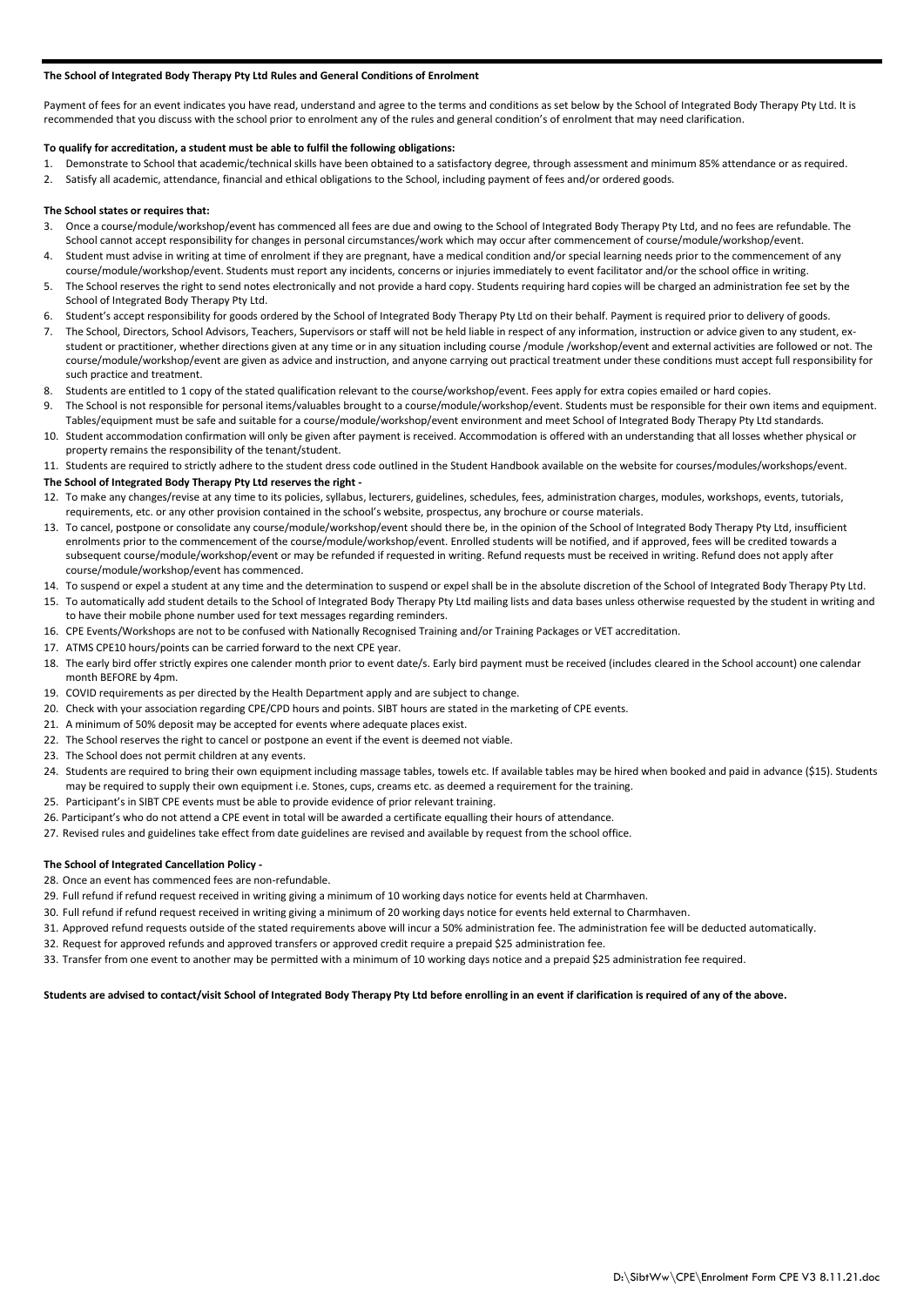**The School of Integrated Body Therapy Pty Ltd Rules and General Conditions of Enrolment**

Payment of fees for an event indicates you have read, understand and agree to the terms and conditions as set below by the School of Integrated Body Therapy Pty Ltd. It is recommended that you discuss with the school prior to enrolment any of the rules and general condition's of enrolment that may need clarification.

**To qualify for accreditation, a student must be able to fulfil the following obligations:**

1. Demonstrate to School that academic/technical skills have been obtained to a satisfactory degree, through assessment and minimum 85% attendance or as required.
2. Satisfy all academic, attendance, financial and ethical obligations to the School, including payment of fees and/or ordered goods.

**The School states or requires that:**

3. Once a course/module/workshop/event has commenced all fees are due and owing to the School of Integrated Body Therapy Pty Ltd, and no fees are refundable. The School cannot accept responsibility for changes in personal circumstances/work which may occur after commencement of course/module/workshop/event.
4. Student must advise in writing at time of enrolment if they are pregnant, have a medical condition and/or special learning needs prior to the commencement of any course/module/workshop/event. Students must report any incidents, concerns or injuries immediately to event facilitator and/or the school office in writing.
5. The School reserves the right to send notes electronically and not provide a hard copy. Students requiring hard copies will be charged an administration fee set by the School of Integrated Body Therapy Pty Ltd.
6. Student's accept responsibility for goods ordered by the School of Integrated Body Therapy Pty Ltd on their behalf. Payment is required prior to delivery of goods.
7. The School, Directors, School Advisors, Teachers, Supervisors or staff will not be held liable in respect of any information, instruction or advice given to any student, ex-student or practitioner, whether directions given at any time or in any situation including course /module /workshop/event and external activities are followed or not. The course/module/workshop/event are given as advice and instruction, and anyone carrying out practical treatment under these conditions must accept full responsibility for such practice and treatment.
8. Students are entitled to 1 copy of the stated qualification relevant to the course/workshop/event. Fees apply for extra copies emailed or hard copies.
9. The School is not responsible for personal items/valuables brought to a course/module/workshop/event. Students must be responsible for their own items and equipment. Tables/equipment must be safe and suitable for a course/module/workshop/event environment and meet School of Integrated Body Therapy Pty Ltd standards.
10. Student accommodation confirmation will only be given after payment is received. Accommodation is offered with an understanding that all losses whether physical or property remains the responsibility of the tenant/student.
11. Students are required to strictly adhere to the student dress code outlined in the Student Handbook available on the website for courses/modules/workshops/event.

**The School of Integrated Body Therapy Pty Ltd reserves the right -**

12. To make any changes/revise at any time to its policies, syllabus, lecturers, guidelines, schedules, fees, administration charges, modules, workshops, events, tutorials, requirements, etc. or any other provision contained in the school's website, prospectus, any brochure or course materials.
13. To cancel, postpone or consolidate any course/module/workshop/event should there be, in the opinion of the School of Integrated Body Therapy Pty Ltd, insufficient enrolments prior to the commencement of the course/module/workshop/event. Enrolled students will be notified, and if approved, fees will be credited towards a subsequent course/module/workshop/event or may be refunded if requested in writing. Refund requests must be received in writing. Refund does not apply after course/module/workshop/event has commenced.
14. To suspend or expel a student at any time and the determination to suspend or expel shall be in the absolute discretion of the School of Integrated Body Therapy Pty Ltd.
15. To automatically add student details to the School of Integrated Body Therapy Pty Ltd mailing lists and data bases unless otherwise requested by the student in writing and to have their mobile phone number used for text messages regarding reminders.
16. CPE Events/Workshops are not to be confused with Nationally Recognised Training and/or Training Packages or VET accreditation.
17. ATMS CPE10 hours/points can be carried forward to the next CPE year.
18. The early bird offer strictly expires one calender month prior to event date/s. Early bird payment must be received (includes cleared in the School account) one calendar month BEFORE by 4pm.
19. COVID requirements as per directed by the Health Department apply and are subject to change.
20. Check with your association regarding CPE/CPD hours and points. SIBT hours are stated in the marketing of CPE events.
21. A minimum of 50% deposit may be accepted for events where adequate places exist.
22. The School reserves the right to cancel or postpone an event if the event is deemed not viable.
23. The School does not permit children at any events.
24. Students are required to bring their own equipment including massage tables, towels etc. If available tables may be hired when booked and paid in advance ($15). Students may be required to supply their own equipment i.e. Stones, cups, creams etc. as deemed a requirement for the training.
25. Participant's in SIBT CPE events must be able to provide evidence of prior relevant training.
26. Participant's who do not attend a CPE event in total will be awarded a certificate equalling their hours of attendance.
27. Revised rules and guidelines take effect from date guidelines are revised and available by request from the school office.

**The School of Integrated Cancellation Policy -**

28. Once an event has commenced fees are non-refundable.
29. Full refund if refund request received in writing giving a minimum of 10 working days notice for events held at Charmhaven.
30. Full refund if refund request received in writing giving a minimum of 20 working days notice for events held external to Charmhaven.
31. Approved refund requests outside of the stated requirements above will incur a 50% administration fee. The administration fee will be deducted automatically.
32. Request for approved refunds and approved transfers or approved credit require a prepaid $25 administration fee.
33. Transfer from one event to another may be permitted with a minimum of 10 working days notice and a prepaid $25 administration fee required.

**Students are advised to contact/visit School of Integrated Body Therapy Pty Ltd before enrolling in an event if clarification is required of any of the above.**

D:\SibtWw\CPE\Enrolment Form CPE V3 8.11.21.doc